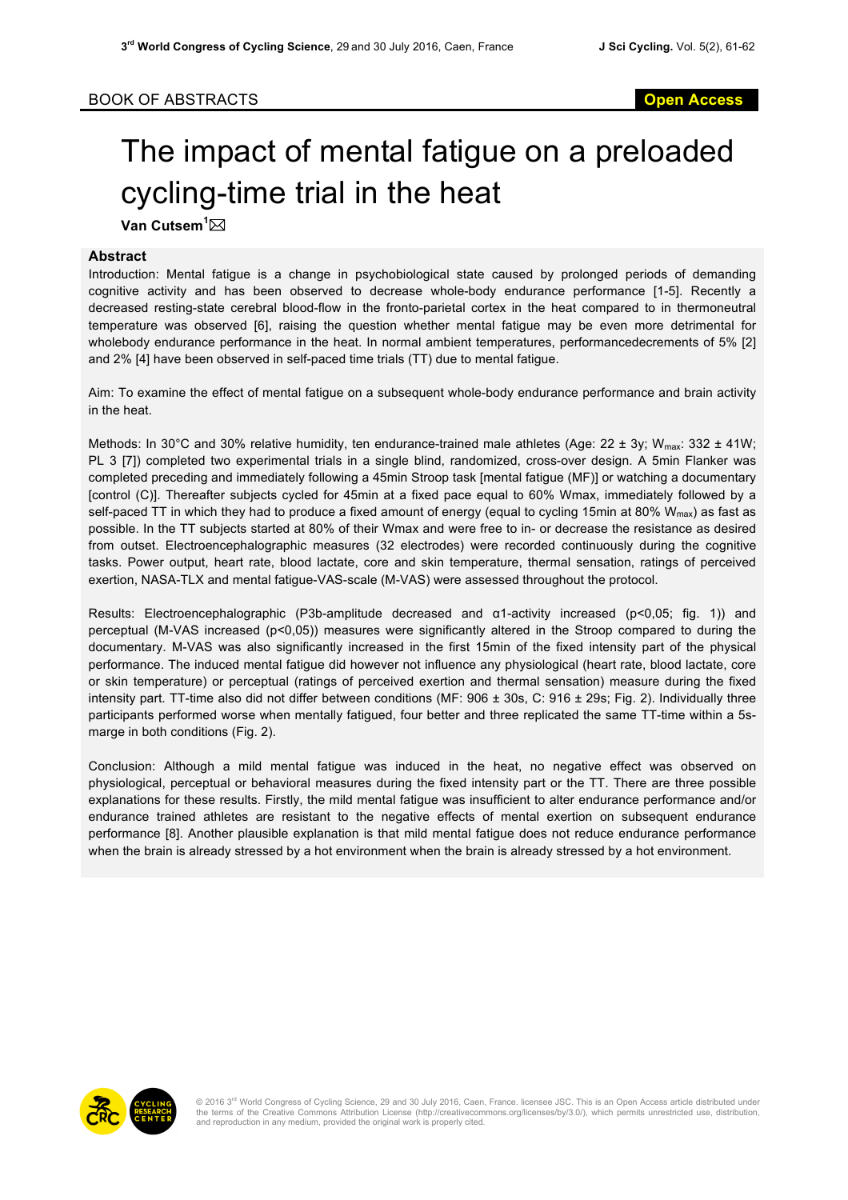BOOK OF ABSTRACTS

# The impact of mental fatigue on a preloaded cycling-time trial in the heat

**Van Cutsem[1]**

## Abstract

Introduction: Mental fatigue is a change in psychobiological state caused by prolonged periods of demanding cognitive activity and has been observed to decrease whole-body endurance performance [1-5]. Recently a decreased resting-state cerebral blood-flow in the fronto-parietal cortex in the heat compared to in thermoneutral temperature was observed [6], raising the question whether mental fatigue may be even more detrimental for wholebody endurance performance in the heat. In normal ambient temperatures, performancedecrements of 5% [2] and 2% [4] have been observed in self-paced time trials (TT) due to mental fatigue.

Aim: To examine the effect of mental fatigue on a subsequent whole-body endurance performance and brain activity in the heat.

Methods: In 30°C and 30% relative humidity, ten endurance-trained male athletes (Age: 22 ± 3y; $W_{max}$: 332 ± 41W; PL 3 [7]) completed two experimental trials in a single blind, randomized, cross-over design. A 5min Flanker was completed preceding and immediately following a 45min Stroop task [mental fatigue (MF)] or watching a documentary [control (C)]. Thereafter subjects cycled for 45min at a fixed pace equal to 60% Wmax, immediately followed by a self-paced TT in which they had to produce a fixed amount of energy (equal to cycling 15min at 80% $W_{max}$) as fast as possible. In the TT subjects started at 80% of their Wmax and were free to in- or decrease the resistance as desired from outset. Electroencephalographic measures (32 electrodes) were recorded continuously during the cognitive tasks. Power output, heart rate, blood lactate, core and skin temperature, thermal sensation, ratings of perceived exertion, NASA-TLX and mental fatigue-VAS-scale (M-VAS) were assessed throughout the protocol.

Results: Electroencephalographic (P3b-amplitude decreased and α1-activity increased ($p<0{,}05$; fig. 1)) and perceptual (M-VAS increased ($p<0{,}05$)) measures were significantly altered in the Stroop compared to during the documentary. M-VAS was also significantly increased in the first 15min of the fixed intensity part of the physical performance. The induced mental fatigue did however not influence any physiological (heart rate, blood lactate, core or skin temperature) or perceptual (ratings of perceived exertion and thermal sensation) measure during the fixed intensity part. TT-time also did not differ between conditions (MF: 906 ± 30s, C: 916 ± 29s; Fig. 2). Individually three participants performed worse when mentally fatigued, four better and three replicated the same TT-time within a 5s-marge in both conditions (Fig. 2).

Conclusion: Although a mild mental fatigue was induced in the heat, no negative effect was observed on physiological, perceptual or behavioral measures during the fixed intensity part or the TT. There are three possible explanations for these results. Firstly, the mild mental fatigue was insufficient to alter endurance performance and/or endurance trained athletes are resistant to the negative effects of mental exertion on subsequent endurance performance [8]. Another plausible explanation is that mild mental fatigue does not reduce endurance performance when the brain is already stressed by a hot environment when the brain is already stressed by a hot environment.

© 2016 3rd World Congress of Cycling Science, 29 and 30 July 2016, Caen, France. licensee JSC. This is an Open Access article distributed under the terms of the Creative Commons Attribution License (http://creativecommons.org/licenses/by/3.0/), which permits unrestricted use, distribution, and reproduction in any medium, provided the original work is properly cited.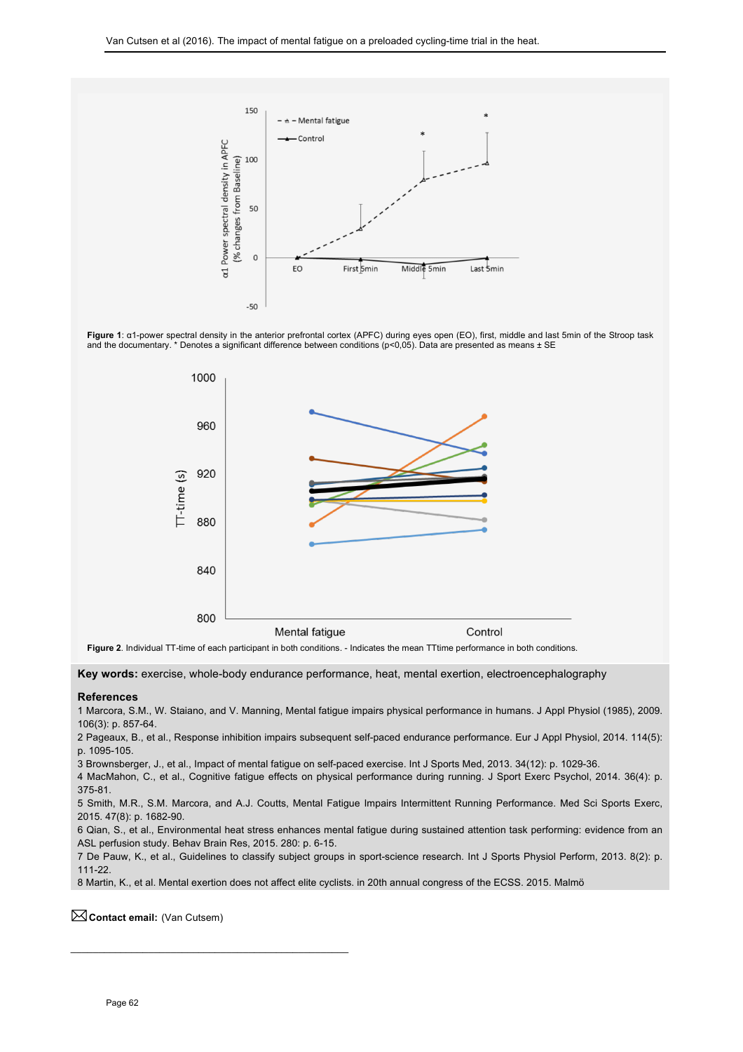150

– △ – Mental fatigue

—▲— Control

α1 Power spectral density in APFC (% changes from Baseline)

100

50

0

-50

EO

First 5min

Middle 5min

Last 5min

*

*

**Figure 1**: α1-power spectral density in the anterior prefrontal cortex (APFC) during eyes open (EO), first, middle and last 5min of the Stroop task and the documentary. * Denotes a significant difference between conditions (p<0,05). Data are presented as means ± SE

1000

960

920

880

840

800

TT-time (s)

Mental fatigue

Control

**Figure 2**. Individual TT-time of each participant in both conditions. - Indicates the mean TTtime performance in both conditions.

**Key words:** exercise, whole-body endurance performance, heat, mental exertion, electroencephalography

## References

1 Marcora, S.M., W. Staiano, and V. Manning, Mental fatigue impairs physical performance in humans. J Appl Physiol (1985), 2009. 106(3): p. 857-64.

2 Pageaux, B., et al., Response inhibition impairs subsequent self-paced endurance performance. Eur J Appl Physiol, 2014. 114(5): p. 1095-105.

3 Brownsberger, J., et al., Impact of mental fatigue on self-paced exercise. Int J Sports Med, 2013. 34(12): p. 1029-36.

4 MacMahon, C., et al., Cognitive fatigue effects on physical performance during running. J Sport Exerc Psychol, 2014. 36(4): p. 375-81.

5 Smith, M.R., S.M. Marcora, and A.J. Coutts, Mental Fatigue Impairs Intermittent Running Performance. Med Sci Sports Exerc, 2015. 47(8): p. 1682-90.

6 Qian, S., et al., Environmental heat stress enhances mental fatigue during sustained attention task performing: evidence from an ASL perfusion study. Behav Brain Res, 2015. 280: p. 6-15.

7 De Pauw, K., et al., Guidelines to classify subject groups in sport-science research. Int J Sports Physiol Perform, 2013. 8(2): p. 111-22.

8 Martin, K., et al. Mental exertion does not affect elite cyclists. in 20th annual congress of the ECSS. 2015. Malmö

**Contact email:** (Van Cutsem)